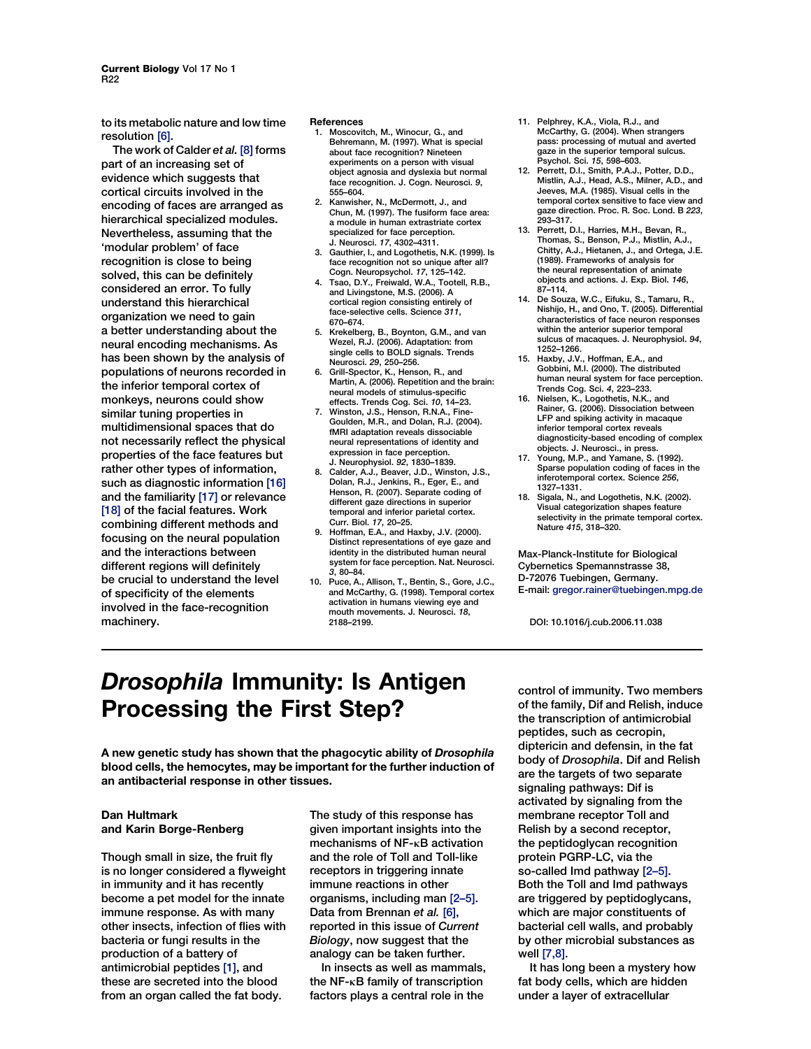to its metabolic nature and low time resolution [6].

The work of Calder *et al.* [8] forms part of an increasing set of evidence which suggests that cortical circuits involved in the encoding of faces are arranged as hierarchical specialized modules. Nevertheless, assuming that the 'modular problem' of face recognition is close to being solved, this can be definitely considered an error. To fully understand this hierarchical organization we need to gain a better understanding about the neural encoding mechanisms. As has been shown by the analysis of populations of neurons recorded in the inferior temporal cortex of monkeys, neurons could show similar tuning properties in multidimensional spaces that do not necessarily reflect the physical properties of the face features but rather other types of information, such as diagnostic information [16] and the familiarity [17] or relevance [18] of the facial features. Work combining different methods and focusing on the neural population and the interactions between different regions will definitely be crucial to understand the level of specificity of the elements involved in the face-recognition machinery.

**References**

1. Moscovitch, M., Winocur, G., and Behremann, M. (1997). What is special about face recognition? Nineteen experiments on a person with visual object agnosia and dyslexia but normal face recognition. J. Cogn. Neurosci. *9*, 555–604.
2. Kanwisher, N., McDermott, J., and Chun, M. (1997). The fusiform face area: a module in human extrastriate cortex specialized for face perception. J. Neurosci. *17*, 4302–4311.
3. Gauthier, I., and Logothetis, N.K. (1999). Is face recognition not so unique after all? Cogn. Neuropsychol. *17*, 125–142.
4. Tsao, D.Y., Freiwald, W.A., Tootell, R.B., and Livingstone, M.S. (2006). A cortical region consisting entirely of face-selective cells. Science *311*, 670–674.
5. Krekelberg, B., Boynton, G.M., and van Wezel, R.J. (2006). Adaptation: from single cells to BOLD signals. Trends Neurosci. *29*, 250–256.
6. Grill-Spector, K., Henson, R., and Martin, A. (2006). Repetition and the brain: neural models of stimulus-specific effects. Trends Cog. Sci. *10*, 14–23.
7. Winston, J.S., Henson, R.N.A., Fine-Goulden, M.R., and Dolan, R.J. (2004). fMRI adaptation reveals dissociable neural representations of identity and expression in face perception. J. Neurophysiol. *92*, 1830–1839.
8. Calder, A.J., Beaver, J.D., Winston, J.S., Dolan, R.J., Jenkins, R., Eger, E., and Henson, R. (2007). Separate coding of different gaze directions in superior temporal and inferior parietal cortex. Curr. Biol. *17*, 20–25.
9. Hoffman, E.A., and Haxby, J.V. (2000). Distinct representations of eye gaze and identity in the distributed human neural system for face perception. Nat. Neurosci. *3*, 80–84.
10. Puce, A., Allison, T., Bentin, S., Gore, J.C., and McCarthy, G. (1998). Temporal cortex activation in humans viewing eye and mouth movements. J. Neurosci. *18*, 2188–2199.
11. Pelphrey, K.A., Viola, R.J., and McCarthy, G. (2004). When strangers pass: processing of mutual and averted gaze in the superior temporal sulcus. Psychol. Sci. *15*, 598–603.
12. Perrett, D.I., Smith, P.A.J., Potter, D.D., Mistlin, A.J., Head, A.S., Milner, A.D., and Jeeves, M.A. (1985). Visual cells in the temporal cortex sensitive to face view and gaze direction. Proc. R. Soc. Lond. B *223*, 293–317.
13. Perrett, D.I., Harries, M.H., Bevan, R., Thomas, S., Benson, P.J., Mistlin, A.J., Chitty, A.J., Hietanen, J., and Ortega, J.E. (1989). Frameworks of analysis for the neural representation of animate objects and actions. J. Exp. Biol. *146*, 87–114.
14. De Souza, W.C., Eifuku, S., Tamaru, R., Nishijo, H., and Ono, T. (2005). Differential characteristics of face neuron responses within the anterior superior temporal sulcus of macaques. J. Neurophysiol. *94*, 1252–1266.
15. Haxby, J.V., Hoffman, E.A., and Gobbini, M.I. (2000). The distributed human neural system for face perception. Trends Cog. Sci. *4*, 223–233.
16. Nielsen, K., Logothetis, N.K., and Rainer, G. (2006). Dissociation between LFP and spiking activity in macaque inferior temporal cortex reveals diagnosticity-based encoding of complex objects. J. Neurosci., in press.
17. Young, M.P., and Yamane, S. (1992). Sparse population coding of faces in the inferotemporal cortex. Science *256*, 1327–1331.
18. Sigala, N., and Logothetis, N.K. (2002). Visual categorization shapes feature selectivity in the primate temporal cortex. Nature *415*, 318–320.

Max-Planck-Institute for Biological Cybernetics Spemannstrasse 38, D-72076 Tuebingen, Germany.
E-mail: gregor.rainer@tuebingen.mpg.de

DOI: 10.1016/j.cub.2006.11.038

# *Drosophila* Immunity: Is Antigen Processing the First Step?

**A new genetic study has shown that the phagocytic ability of *Drosophila* blood cells, the hemocytes, may be important for the further induction of an antibacterial response in other tissues.**

**Dan Hultmark and Karin Borge-Renberg**

Though small in size, the fruit fly is no longer considered a flyweight in immunity and it has recently become a pet model for the innate immune response. As with many other insects, infection of flies with bacteria or fungi results in the production of a battery of antimicrobial peptides [1], and these are secreted into the blood from an organ called the fat body. The study of this response has given important insights into the mechanisms of NF-κB activation and the role of Toll and Toll-like receptors in triggering innate immune reactions in other organisms, including man [2–5]. Data from Brennan *et al.* [6], reported in this issue of *Current Biology*, now suggest that the analogy can be taken further.

In insects as well as mammals, the NF-κB family of transcription factors plays a central role in the control of immunity. Two members of the family, Dif and Relish, induce the transcription of antimicrobial peptides, such as cecropin, diptericin and defensin, in the fat body of *Drosophila*. Dif and Relish are the targets of two separate signaling pathways: Dif is activated by signaling from the membrane receptor Toll and Relish by a second receptor, the peptidoglycan recognition protein PGRP-LC, via the so-called Imd pathway [2–5]. Both the Toll and Imd pathways are triggered by peptidoglycans, which are major constituents of bacterial cell walls, and probably by other microbial substances as well [7,8].

It has long been a mystery how fat body cells, which are hidden under a layer of extracellular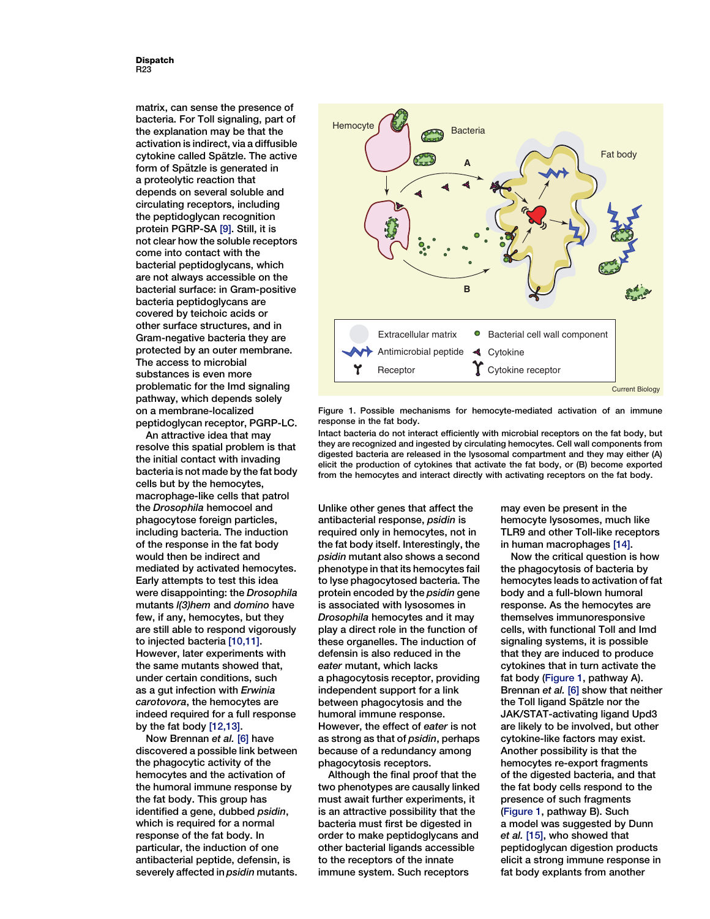matrix, can sense the presence of bacteria. For Toll signaling, part of the explanation may be that the activation is indirect, via a diffusible cytokine called Spätzle. The active form of Spätzle is generated in a proteolytic reaction that depends on several soluble and circulating receptors, including the peptidoglycan recognition protein PGRP-SA [9]. Still, it is not clear how the soluble receptors come into contact with the bacterial peptidoglycans, which are not always accessible on the bacterial surface: in Gram-positive bacteria peptidoglycans are covered by teichoic acids or other surface structures, and in Gram-negative bacteria they are protected by an outer membrane. The access to microbial substances is even more problematic for the Imd signaling pathway, which depends solely on a membrane-localized peptidoglycan receptor, PGRP-LC.

An attractive idea that may resolve this spatial problem is that the initial contact with invading bacteria is not made by the fat body cells but by the hemocytes, macrophage-like cells that patrol the *Drosophila* hemocoel and phagocytose foreign particles, including bacteria. The induction of the response in the fat body would then be indirect and mediated by activated hemocytes. Early attempts to test this idea were disappointing: the *Drosophila* mutants *l(3)hem* and *domino* have few, if any, hemocytes, but they are still able to respond vigorously to injected bacteria [10,11]. However, later experiments with the same mutants showed that, under certain conditions, such as a gut infection with *Erwinia carotovora*, the hemocytes are indeed required for a full response by the fat body [12,13].

Now Brennan *et al.* [6] have discovered a possible link between the phagocytic activity of the hemocytes and the activation of the humoral immune response by the fat body. This group has identified a gene, dubbed *psidin*, which is required for a normal response of the fat body. In particular, the induction of one antibacterial peptide, defensin, is severely affected in *psidin* mutants.

Hemocyte, Bacteria, Fat body, A, B

Extracellular matrix, Bacterial cell wall component, Antimicrobial peptide, Cytokine, Receptor, Cytokine receptor

Figure 1. Possible mechanisms for hemocyte-mediated activation of an immune response in the fat body.

Intact bacteria do not interact efficiently with microbial receptors on the fat body, but they are recognized and ingested by circulating hemocytes. Cell wall components from digested bacteria are released in the lysosomal compartment and they may either (A) elicit the production of cytokines that activate the fat body, or (B) become exported from the hemocytes and interact directly with activating receptors on the fat body.

Unlike other genes that affect the antibacterial response, *psidin* is required only in hemocytes, not in the fat body itself. Interestingly, the *psidin* mutant also shows a second phenotype in that its hemocytes fail to lyse phagocytosed bacteria. The protein encoded by the *psidin* gene is associated with lysosomes in *Drosophila* hemocytes and it may play a direct role in the function of these organelles. The induction of defensin is also reduced in the *eater* mutant, which lacks a phagocytosis receptor, providing independent support for a link between phagocytosis and the humoral immune response. However, the effect of *eater* is not as strong as that of *psidin*, perhaps because of a redundancy among phagocytosis receptors.

Although the final proof that the two phenotypes are causally linked must await further experiments, it is an attractive possibility that the bacteria must first be digested in order to make peptidoglycans and other bacterial ligands accessible to the receptors of the innate immune system. Such receptors may even be present in the hemocyte lysosomes, much like TLR9 and other Toll-like receptors in human macrophages [14].

Now the critical question is how the phagocytosis of bacteria by hemocytes leads to activation of fat body and a full-blown humoral response. As the hemocytes are themselves immunoresponsive cells, with functional Toll and Imd signaling systems, it is possible that they are induced to produce cytokines that in turn activate the fat body (Figure 1, pathway A). Brennan *et al.* [6] show that neither the Toll ligand Spätzle nor the JAK/STAT-activating ligand Upd3 are likely to be involved, but other cytokine-like factors may exist. Another possibility is that the hemocytes re-export fragments of the digested bacteria, and that the fat body cells respond to the presence of such fragments (Figure 1, pathway B). Such a model was suggested by Dunn *et al.* [15], who showed that peptidoglycan digestion products elicit a strong immune response in fat body explants from another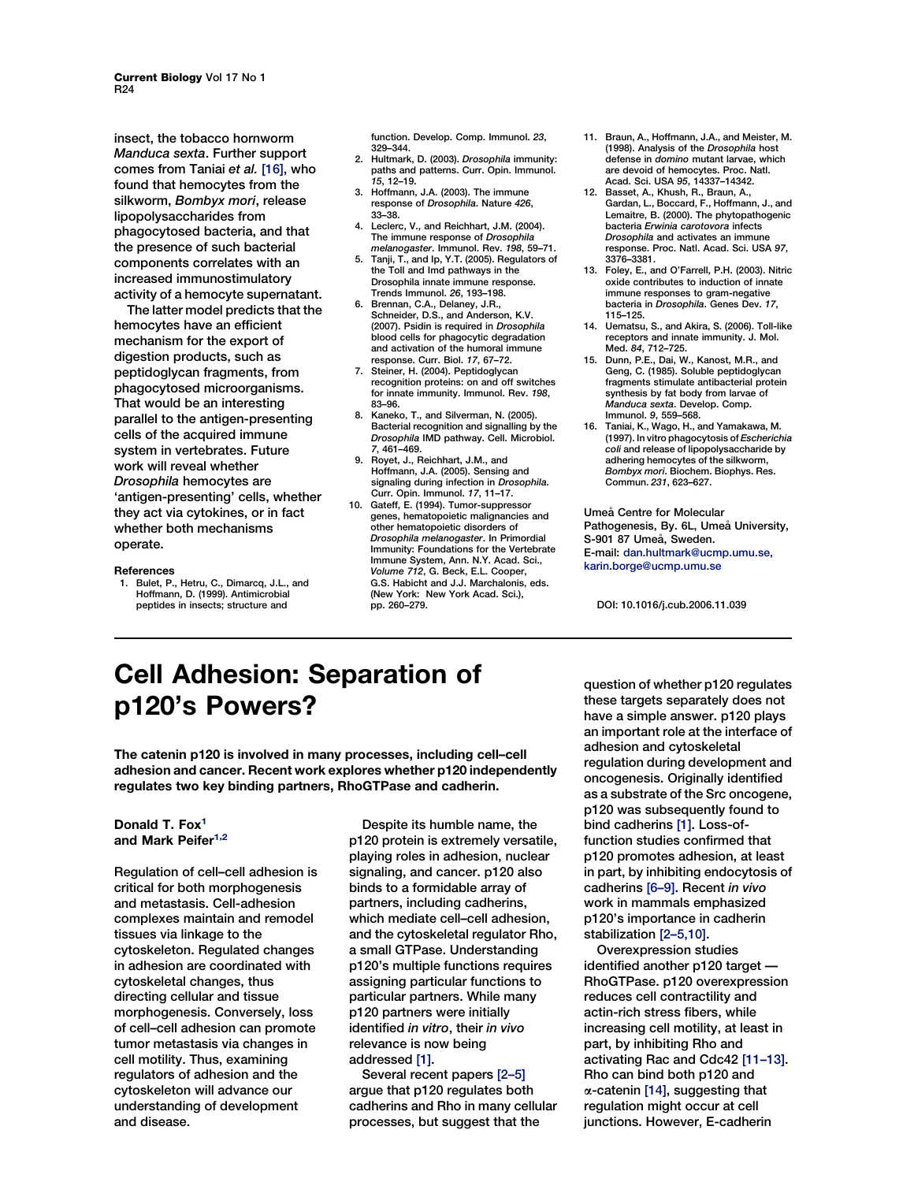insect, the tobacco hornworm *Manduca sexta*. Further support comes from Taniai *et al.* [16], who found that hemocytes from the silkworm, *Bombyx mori*, release lipopolysaccharides from phagocytosed bacteria, and that the presence of such bacterial components correlates with an increased immunostimulatory activity of a hemocyte supernatant.

The latter model predicts that the hemocytes have an efficient mechanism for the export of digestion products, such as peptidoglycan fragments, from phagocytosed microorganisms. That would be an interesting parallel to the antigen-presenting cells of the acquired immune system in vertebrates. Future work will reveal whether *Drosophila* hemocytes are 'antigen-presenting' cells, whether they act via cytokines, or in fact whether both mechanisms operate.

### References

1. Bulet, P., Hetru, C., Dimarcq, J.L., and Hoffmann, D. (1999). Antimicrobial peptides in insects; structure and function. Develop. Comp. Immunol. *23*, 329–344.
2. Hultmark, D. (2003). *Drosophila* immunity: paths and patterns. Curr. Opin. Immunol. *15*, 12–19.
3. Hoffmann, J.A. (2003). The immune response of *Drosophila*. Nature *426*, 33–38.
4. Leclerc, V., and Reichhart, J.M. (2004). The immune response of *Drosophila melanogaster*. Immunol. Rev. *198*, 59–71.
5. Tanji, T., and Ip, Y.T. (2005). Regulators of the Toll and Imd pathways in the Drosophila innate immune response. Trends Immunol. *26*, 193–198.
6. Brennan, C.A., Delaney, J.R., Schneider, D.S., and Anderson, K.V. (2007). Psidin is required in *Drosophila* blood cells for phagocytic degradation and activation of the humoral immune response. Curr. Biol. *17*, 67–72.
7. Steiner, H. (2004). Peptidoglycan recognition proteins: on and off switches for innate immunity. Immunol. Rev. *198*, 83–96.
8. Kaneko, T., and Silverman, N. (2005). Bacterial recognition and signalling by the *Drosophila* IMD pathway. Cell. Microbiol. *7*, 461–469.
9. Royet, J., Reichhart, J.M., and Hoffmann, J.A. (2005). Sensing and signaling during infection in *Drosophila*. Curr. Opin. Immunol. *17*, 11–17.
10. Gateff, E. (1994). Tumor-suppressor genes, hematopoietic malignancies and other hematopoietic disorders of *Drosophila melanogaster*. In Primordial Immunity: Foundations for the Vertebrate Immune System, Ann. N.Y. Acad. Sci., *Volume 712*, G. Beck, E.L. Cooper, G.S. Habicht and J.J. Marchalonis, eds. (New York: New York Acad. Sci.), pp. 260–279.
11. Braun, A., Hoffmann, J.A., and Meister, M. (1998). Analysis of the *Drosophila* host defense in *domino* mutant larvae, which are devoid of hemocytes. Proc. Natl. Acad. Sci. USA *95*, 14337–14342.
12. Basset, A., Khush, R., Braun, A., Gardan, L., Boccard, F., Hoffmann, J., and Lemaitre, B. (2000). The phytopathogenic bacteria *Erwinia carotovora* infects *Drosophila* and activates an immune response. Proc. Natl. Acad. Sci. USA *97*, 3376–3381.
13. Foley, E., and O'Farrell, P.H. (2003). Nitric oxide contributes to induction of innate immune responses to gram-negative bacteria in *Drosophila*. Genes Dev. *17*, 115–125.
14. Uematsu, S., and Akira, S. (2006). Toll-like receptors and innate immunity. J. Mol. Med. *84*, 712–725.
15. Dunn, P.E., Dai, W., Kanost, M.R., and Geng, C. (1985). Soluble peptidoglycan fragments stimulate antibacterial protein synthesis by fat body from larvae of *Manduca sexta*. Develop. Comp. Immunol. *9*, 559–568.
16. Taniai, K., Wago, H., and Yamakawa, M. (1997). In vitro phagocytosis of *Escherichia coli* and release of lipopolysaccharide by adhering hemocytes of the silkworm, *Bombyx mori*. Biochem. Biophys. Res. Commun. *231*, 623–627.

Umeå Centre for Molecular Pathogenesis, By. 6L, Umeå University, S-901 87 Umeå, Sweden.
E-mail: dan.hultmark@ucmp.umu.se, karin.borge@ucmp.umu.se

DOI: 10.1016/j.cub.2006.11.039

# Cell Adhesion: Separation of p120's Powers?

**The catenin p120 is involved in many processes, including cell–cell adhesion and cancer. Recent work explores whether p120 independently regulates two key binding partners, RhoGTPase and cadherin.**

**Donald T. Fox[1] and Mark Peifer[1,2]**

Regulation of cell–cell adhesion is critical for both morphogenesis and metastasis. Cell-adhesion complexes maintain and remodel tissues via linkage to the cytoskeleton. Regulated changes in adhesion are coordinated with cytoskeletal changes, thus directing cellular and tissue morphogenesis. Conversely, loss of cell–cell adhesion can promote tumor metastasis via changes in cell motility. Thus, examining regulators of adhesion and the cytoskeleton will advance our understanding of development and disease.

Despite its humble name, the p120 protein is extremely versatile, playing roles in adhesion, nuclear signaling, and cancer. p120 also binds to a formidable array of partners, including cadherins, which mediate cell–cell adhesion, and the cytoskeletal regulator Rho, a small GTPase. Understanding p120's multiple functions requires assigning particular functions to particular partners. While many p120 partners were initially identified *in vitro*, their *in vivo* relevance is now being addressed [1].

Several recent papers [2–5] argue that p120 regulates both cadherins and Rho in many cellular processes, but suggest that the question of whether p120 regulates these targets separately does not have a simple answer. p120 plays an important role at the interface of adhesion and cytoskeletal regulation during development and oncogenesis. Originally identified as a substrate of the Src oncogene, p120 was subsequently found to bind cadherins [1]. Loss-of-function studies confirmed that p120 promotes adhesion, at least in part, by inhibiting endocytosis of cadherins [6–9]. Recent *in vivo* work in mammals emphasized p120's importance in cadherin stabilization [2–5,10].

Overexpression studies identified another p120 target — RhoGTPase. p120 overexpression reduces cell contractility and actin-rich stress fibers, while increasing cell motility, at least in part, by inhibiting Rho and activating Rac and Cdc42 [11–13]. Rho can bind both p120 and α-catenin [14], suggesting that regulation might occur at cell junctions. However, E-cadherin